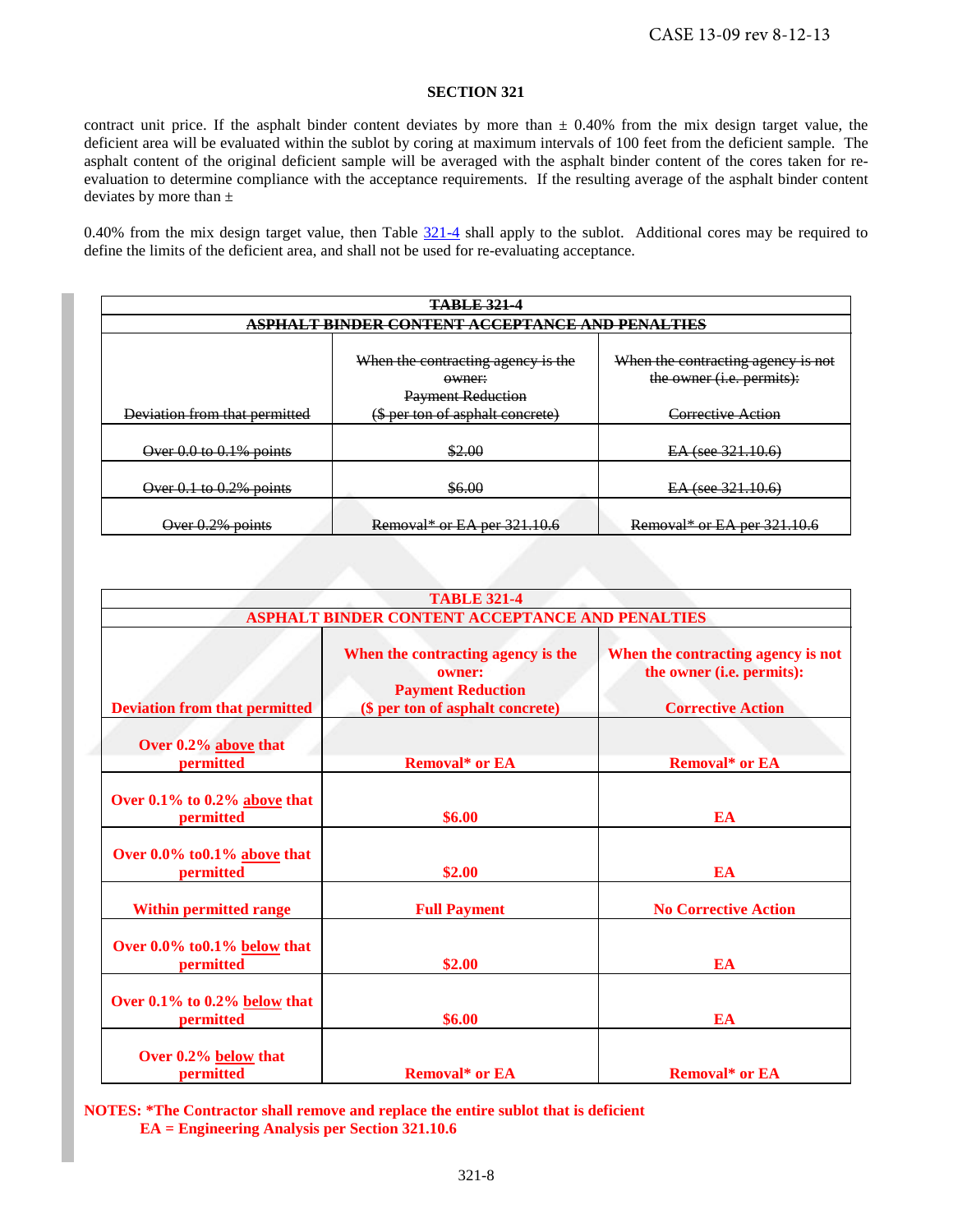## SECTION 321

contract unit price. If the asphalt binder content deviates by more than ± 0.40% from the mix design target value, the deficient area will be evaluated within the sublot by coring at maximum intervals of 100 feet from the deficient sample. The asphalt content of the original deficient sample will be averaged with the asphalt binder content of the cores taken for re-evaluation to determine compliance with the acceptance requirements. If the resulting average of the asphalt binder content deviates by more than ±

0.40% from the mix design target value, then Table 321-4 shall apply to the sublot. Additional cores may be required to define the limits of the deficient area, and shall not be used for re-evaluating acceptance.

~~**TABLE 321-4**~~

~~**ASPHALT BINDER CONTENT ACCEPTANCE AND PENALTIES**~~

| ~~Deviation from that permitted~~ | ~~When the contracting agency is the owner: Payment Reduction ($ per ton of asphalt concrete)~~ | ~~When the contracting agency is not the owner (i.e. permits): Corrective Action~~ |
|---|---|---|
| ~~Over 0.0 to 0.1% points~~ | ~~$2.00~~ | ~~EA (see 321.10.6)~~ |
| ~~Over 0.1 to 0.2% points~~ | ~~$6.00~~ | ~~EA (see 321.10.6)~~ |
| ~~Over 0.2% points~~ | ~~Removal* or EA per 321.10.6~~ | ~~Removal* or EA per 321.10.6~~ |

**TABLE 321-4**

**ASPHALT BINDER CONTENT ACCEPTANCE AND PENALTIES**

| **Deviation from that permitted** | **When the contracting agency is the owner: Payment Reduction ($ per ton of asphalt concrete)** | **When the contracting agency is not the owner (i.e. permits): Corrective Action** |
|---|---|---|
| **Over 0.2% above that permitted** | **Removal* or EA** | **Removal* or EA** |
| **Over 0.1% to 0.2% above that permitted** | **$6.00** | **EA** |
| **Over 0.0% to0.1% above that permitted** | **$2.00** | **EA** |
| **Within permitted range** | **Full Payment** | **No Corrective Action** |
| **Over 0.0% to0.1% below that permitted** | **$2.00** | **EA** |
| **Over 0.1% to 0.2% below that permitted** | **$6.00** | **EA** |
| **Over 0.2% below that permitted** | **Removal* or EA** | **Removal* or EA** |

**NOTES: *The Contractor shall remove and replace the entire sublot that is deficient**
**EA = Engineering Analysis per Section 321.10.6**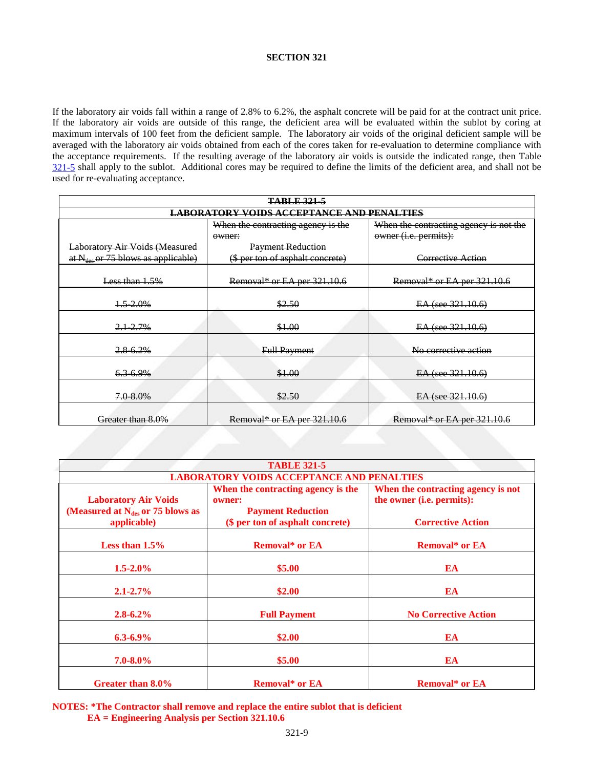If the laboratory air voids fall within a range of 2.8% to 6.2%, the asphalt concrete will be paid for at the contract unit price. If the laboratory air voids are outside of this range, the deficient area will be evaluated within the sublot by coring at maximum intervals of 100 feet from the deficient sample. The laboratory air voids of the original deficient sample will be averaged with the laboratory air voids obtained from each of the cores taken for re-evaluation to determine compliance with the acceptance requirements. If the resulting average of the laboratory air voids is outside the indicated range, then Table 321-5 shall apply to the sublot. Additional cores may be required to define the limits of the deficient area, and shall not be used for re-evaluating acceptance.

~~**TABLE 321-5**~~

~~**LABORATORY VOIDS ACCEPTANCE AND PENALTIES**~~

| ~~Laboratory Air Voids (Measured at $N_{des}$ or 75 blows as applicable)~~ | ~~When the contracting agency is the owner: Payment Reduction ($ per ton of asphalt concrete)~~ | ~~When the contracting agency is not the owner (i.e. permits): Corrective Action~~ |
|---|---|---|
| ~~Less than 1.5%~~ | ~~Removal* or EA per 321.10.6~~ | ~~Removal* or EA per 321.10.6~~ |
| ~~1.5-2.0%~~ | ~~$2.50~~ | ~~EA (see 321.10.6)~~ |
| ~~2.1-2.7%~~ | ~~$1.00~~ | ~~EA (see 321.10.6)~~ |
| ~~2.8-6.2%~~ | ~~Full Payment~~ | ~~No corrective action~~ |
| ~~6.3-6.9%~~ | ~~$1.00~~ | ~~EA (see 321.10.6)~~ |
| ~~7.0-8.0%~~ | ~~$2.50~~ | ~~EA (see 321.10.6)~~ |
| ~~Greater than 8.0%~~ | ~~Removal* or EA per 321.10.6~~ | ~~Removal* or EA per 321.10.6~~ |

**TABLE 321-5**

**LABORATORY VOIDS ACCEPTANCE AND PENALTIES**

| **Laboratory Air Voids (Measured at $N_{des}$ or 75 blows as applicable)** | **When the contracting agency is the owner: Payment Reduction ($ per ton of asphalt concrete)** | **When the contracting agency is not the owner (i.e. permits): Corrective Action** |
|---|---|---|
| **Less than 1.5%** | **Removal* or EA** | **Removal* or EA** |
| **1.5-2.0%** | **$5.00** | **EA** |
| **2.1-2.7%** | **$2.00** | **EA** |
| **2.8-6.2%** | **Full Payment** | **No Corrective Action** |
| **6.3-6.9%** | **$2.00** | **EA** |
| **7.0-8.0%** | **$5.00** | **EA** |
| **Greater than 8.0%** | **Removal* or EA** | **Removal* or EA** |

**NOTES: *The Contractor shall remove and replace the entire sublot that is deficient**

**EA = Engineering Analysis per Section 321.10.6**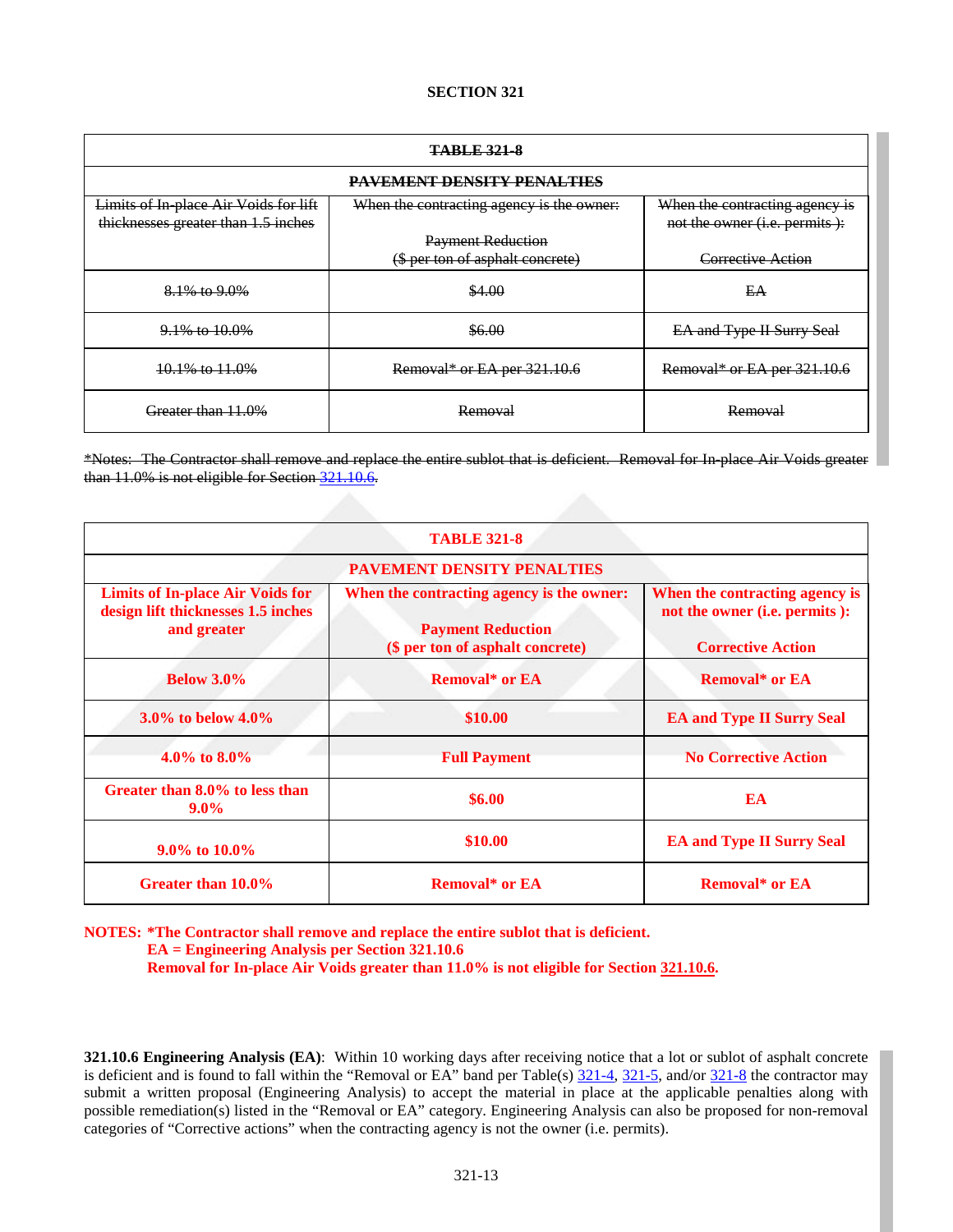## SECTION 321

| ~~TABLE 321-8~~ | | |
|---|---|---|
| ~~PAVEMENT DENSITY PENALTIES~~ | | |
| ~~Limits of In-place Air Voids for lift thicknesses greater than 1.5 inches~~ | ~~When the contracting agency is the owner: Payment Reduction ($ per ton of asphalt concrete)~~ | ~~When the contracting agency is not the owner (i.e. permits ): Corrective Action~~ |
| ~~8.1% to 9.0%~~ | ~~$4.00~~ | ~~EA~~ |
| ~~9.1% to 10.0%~~ | ~~$6.00~~ | ~~EA and Type II Surry Seal~~ |
| ~~10.1% to 11.0%~~ | ~~Removal* or EA per 321.10.6~~ | ~~Removal* or EA per 321.10.6~~ |
| ~~Greater than 11.0%~~ | ~~Removal~~ | ~~Removal~~ |

~~*Notes: The Contractor shall remove and replace the entire sublot that is deficient. Removal for In-place Air Voids greater than 11.0% is not eligible for Section 321.10.6.~~

| TABLE 321-8 | | |
|---|---|---|
| PAVEMENT DENSITY PENALTIES | | |
| **Limits of In-place Air Voids for design lift thicknesses 1.5 inches and greater** | **When the contracting agency is the owner: Payment Reduction ($ per ton of asphalt concrete)** | **When the contracting agency is not the owner (i.e. permits ): Corrective Action** |
| **Below 3.0%** | **Removal* or EA** | **Removal* or EA** |
| **3.0% to below 4.0%** | **$10.00** | **EA and Type II Surry Seal** |
| **4.0% to 8.0%** | **Full Payment** | **No Corrective Action** |
| **Greater than 8.0% to less than 9.0%** | **$6.00** | **EA** |
| **9.0% to 10.0%** | **$10.00** | **EA and Type II Surry Seal** |
| **Greater than 10.0%** | **Removal* or EA** | **Removal* or EA** |

**NOTES: *The Contractor shall remove and replace the entire sublot that is deficient.**
**EA = Engineering Analysis per Section 321.10.6**
**Removal for In-place Air Voids greater than 11.0% is not eligible for Section 321.10.6.**

**321.10.6 Engineering Analysis (EA)**: Within 10 working days after receiving notice that a lot or sublot of asphalt concrete is deficient and is found to fall within the "Removal or EA" band per Table(s) 321-4, 321-5, and/or 321-8 the contractor may submit a written proposal (Engineering Analysis) to accept the material in place at the applicable penalties along with possible remediation(s) listed in the "Removal or EA" category. Engineering Analysis can also be proposed for non-removal categories of "Corrective actions" when the contracting agency is not the owner (i.e. permits).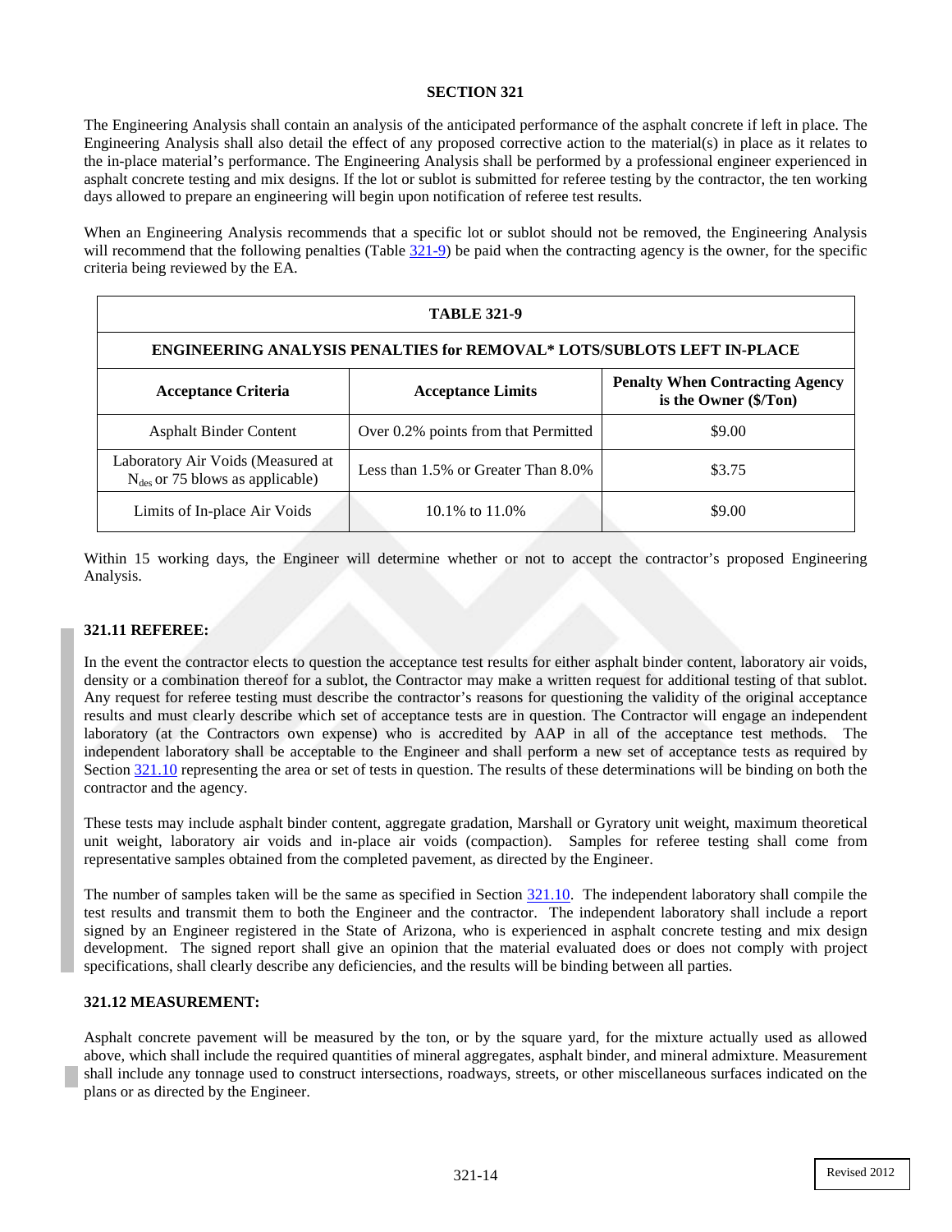## SECTION 321

The Engineering Analysis shall contain an analysis of the anticipated performance of the asphalt concrete if left in place. The Engineering Analysis shall also detail the effect of any proposed corrective action to the material(s) in place as it relates to the in-place material's performance. The Engineering Analysis shall be performed by a professional engineer experienced in asphalt concrete testing and mix designs. If the lot or sublot is submitted for referee testing by the contractor, the ten working days allowed to prepare an engineering will begin upon notification of referee test results.

When an Engineering Analysis recommends that a specific lot or sublot should not be removed, the Engineering Analysis will recommend that the following penalties (Table 321-9) be paid when the contracting agency is the owner, for the specific criteria being reviewed by the EA.

| TABLE 321-9 | | |
|---|---|---|
| **ENGINEERING ANALYSIS PENALTIES for REMOVAL\* LOTS/SUBLOTS LEFT IN-PLACE** | | |
| **Acceptance Criteria** | **Acceptance Limits** | **Penalty When Contracting Agency is the Owner ($/Ton)** |
| Asphalt Binder Content | Over 0.2% points from that Permitted | $9.00 |
| Laboratory Air Voids (Measured at $N_{des}$ or 75 blows as applicable) | Less than 1.5% or Greater Than 8.0% | $3.75 |
| Limits of In-place Air Voids | 10.1% to 11.0% | $9.00 |

Within 15 working days, the Engineer will determine whether or not to accept the contractor's proposed Engineering Analysis.

### 321.11 REFEREE:

In the event the contractor elects to question the acceptance test results for either asphalt binder content, laboratory air voids, density or a combination thereof for a sublot, the Contractor may make a written request for additional testing of that sublot. Any request for referee testing must describe the contractor's reasons for questioning the validity of the original acceptance results and must clearly describe which set of acceptance tests are in question. The Contractor will engage an independent laboratory (at the Contractors own expense) who is accredited by AAP in all of the acceptance test methods. The independent laboratory shall be acceptable to the Engineer and shall perform a new set of acceptance tests as required by Section 321.10 representing the area or set of tests in question. The results of these determinations will be binding on both the contractor and the agency.

These tests may include asphalt binder content, aggregate gradation, Marshall or Gyratory unit weight, maximum theoretical unit weight, laboratory air voids and in-place air voids (compaction). Samples for referee testing shall come from representative samples obtained from the completed pavement, as directed by the Engineer.

The number of samples taken will be the same as specified in Section 321.10. The independent laboratory shall compile the test results and transmit them to both the Engineer and the contractor. The independent laboratory shall include a report signed by an Engineer registered in the State of Arizona, who is experienced in asphalt concrete testing and mix design development. The signed report shall give an opinion that the material evaluated does or does not comply with project specifications, shall clearly describe any deficiencies, and the results will be binding between all parties.

### 321.12 MEASUREMENT:

Asphalt concrete pavement will be measured by the ton, or by the square yard, for the mixture actually used as allowed above, which shall include the required quantities of mineral aggregates, asphalt binder, and mineral admixture. Measurement shall include any tonnage used to construct intersections, roadways, streets, or other miscellaneous surfaces indicated on the plans or as directed by the Engineer.